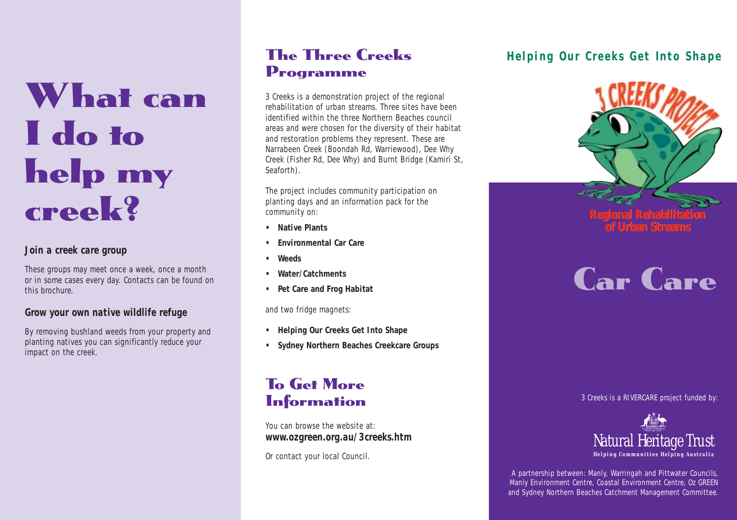# What can I do to help my creek?

### *Join a creek care group*

These groups may meet once a week, once a month or in some cases every day. Contacts can be found on this brochure.

### *Grow your own native wildlife refuge*

By removing bushland weeds from your property and planting natives you can significantly reduce your impact on the creek.

## The Three Creeks Programme

3 Creeks is a demonstration project of the regional rehabilitation of urban streams. Three sites have been identified within the three Northern Beaches council areas and were chosen for the diversity of their habitat and restoration problems they represent. These are Narrabeen Creek (Boondah Rd, Warriewood), Dee Why Creek (Fisher Rd, Dee Why) and Burnt Bridge (Kamiri St, Seaforth).

The project includes community participation on planting days and an information pack for the community on:

- **Native Plants**
- **Environmental Car Care**
- **Weeds**
- **Water/Catchments**
- **Pet Care and Frog Habitat**

and two fridge magnets:

- **Helping Our Creeks Get Into Shape**
- **Sydney Northern Beaches Creekcare Groups**

## To Get More Information

You can browse the website at:
**www.ozgreen.org.au/3creeks.htm**

Or contact your local Council.

**Helping Our Creeks Get Into Shape**

3 CREEKS PROJECT

Regional Rehabilitation of Urban Streams

# Car Care

3 Creeks is a RIVERCARE project funded by:

Natural Heritage Trust
**Helping Communities Helping Australia**

A partnership between: Manly, Warringah and Pittwater Councils, Manly Environment Centre, Coastal Environment Centre, Oz GREEN and Sydney Northern Beaches Catchment Management Committee.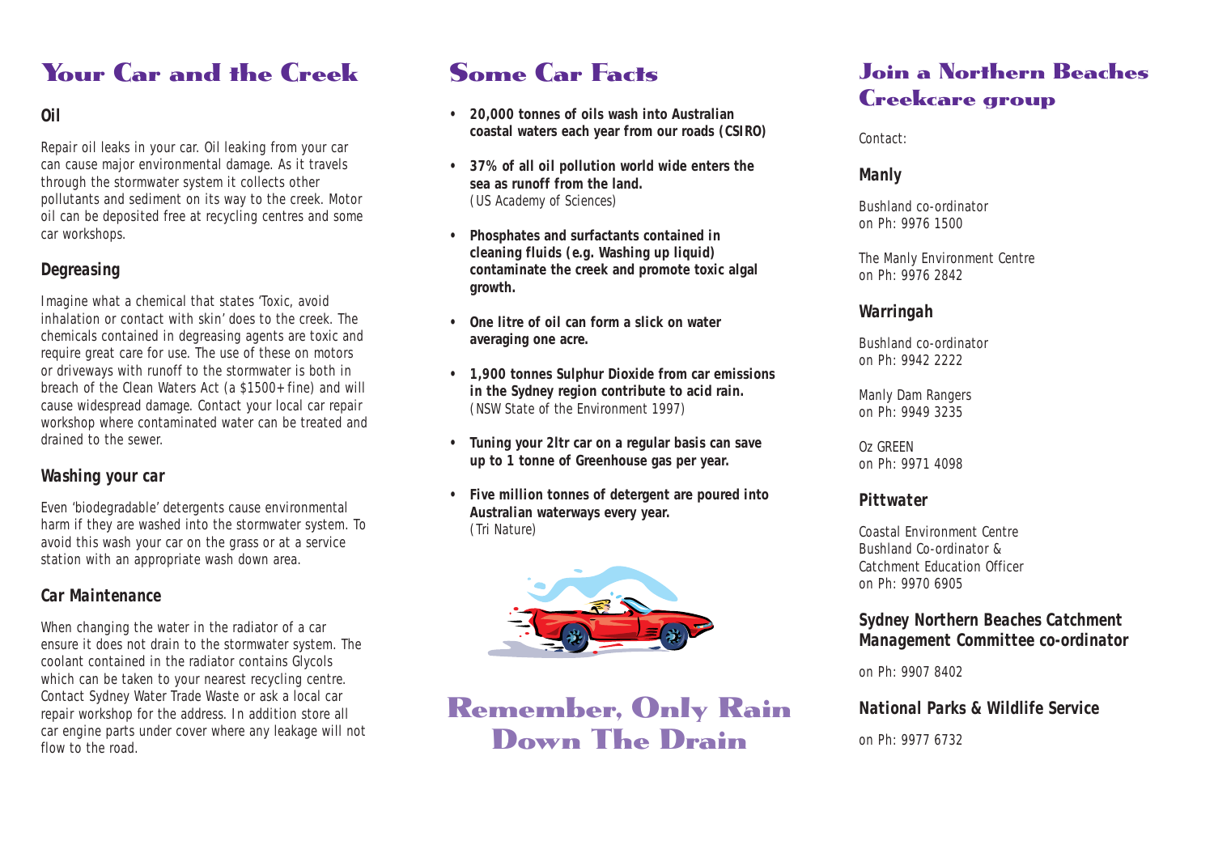# Your Car and the Creek

### Oil

Repair oil leaks in your car. Oil leaking from your car can cause major environmental damage. As it travels through the stormwater system it collects other pollutants and sediment on its way to the creek. Motor oil can be deposited free at recycling centres and some car workshops.

### Degreasing

Imagine what a chemical that states 'Toxic, avoid inhalation or contact with skin' does to the creek. The chemicals contained in degreasing agents are toxic and require great care for use. The use of these on motors or driveways with runoff to the stormwater is both in breach of the Clean Waters Act (a $1500+ fine) and will cause widespread damage. Contact your local car repair workshop where contaminated water can be treated and drained to the sewer.

### Washing your car

Even 'biodegradable' detergents cause environmental harm if they are washed into the stormwater system. To avoid this wash your car on the grass or at a service station with an appropriate wash down area.

### Car Maintenance

When changing the water in the radiator of a car ensure it does not drain to the stormwater system. The coolant contained in the radiator contains Glycols which can be taken to your nearest recycling centre. Contact Sydney Water Trade Waste or ask a local car repair workshop for the address. In addition store all car engine parts under cover where any leakage will not flow to the road.

# Some Car Facts

- **20,000 tonnes of oils wash into Australian coastal waters each year from our roads (CSIRO)**
- **37% of all oil pollution world wide enters the sea as runoff from the land.** (US Academy of Sciences)
- **Phosphates and surfactants contained in cleaning fluids (e.g. Washing up liquid) contaminate the creek and promote toxic algal growth.**
- **One litre of oil can form a slick on water averaging one acre.**
- **1,900 tonnes Sulphur Dioxide from car emissions in the Sydney region contribute to acid rain.** (NSW State of the Environment 1997)
- **Tuning your 2ltr car on a regular basis can save up to 1 tonne of Greenhouse gas per year.**
- **Five million tonnes of detergent are poured into Australian waterways every year.** (Tri Nature)

# Remember, Only Rain Down The Drain

# Join a Northern Beaches Creekcare group

Contact:

### Manly

Bushland co-ordinator
on Ph: 9976 1500

The Manly Environment Centre
on Ph: 9976 2842

### Warringah

Bushland co-ordinator
on Ph: 9942 2222

Manly Dam Rangers
on Ph: 9949 3235

Oz GREEN
on Ph: 9971 4098

### Pittwater

Coastal Environment Centre
Bushland Co-ordinator &
Catchment Education Officer
on Ph: 9970 6905

### Sydney Northern Beaches Catchment Management Committee co-ordinator

on Ph: 9907 8402

### National Parks & Wildlife Service

on Ph: 9977 6732